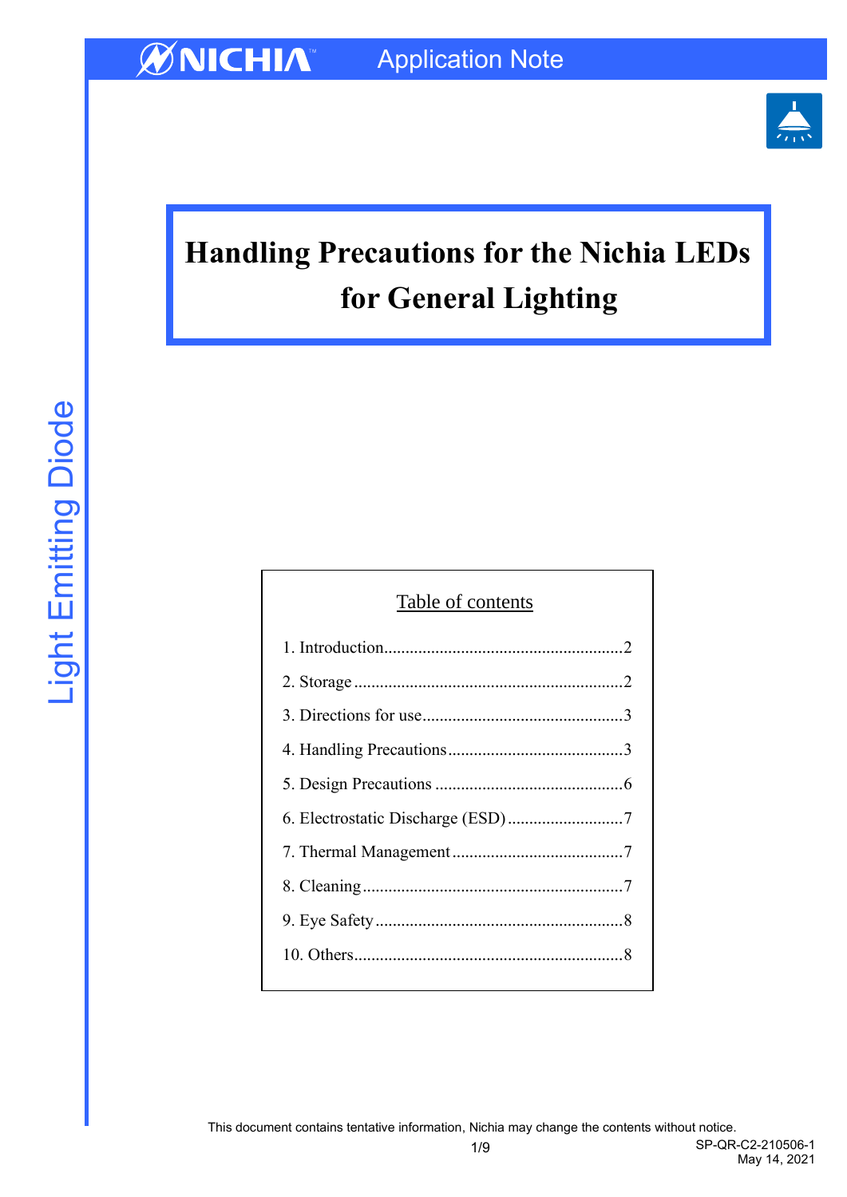NICHIA Application Note

Light Emitting Diode

# Handling Precautions for the Nichia LEDs for General Lighting

## Table of contents

1. Introduction........................................................2
2. Storage..............................................................2
3. Directions for use..............................................3
4. Handling Precautions.........................................3
5. Design Precautions ............................................6
6. Electrostatic Discharge (ESD)...........................7
7. Thermal Management........................................7
8. Cleaning.............................................................7
9. Eye Safety..........................................................8
10. Others..............................................................8

This document contains tentative information, Nichia may change the contents without notice.

SP-QR-C2-210506-1
May 14, 2021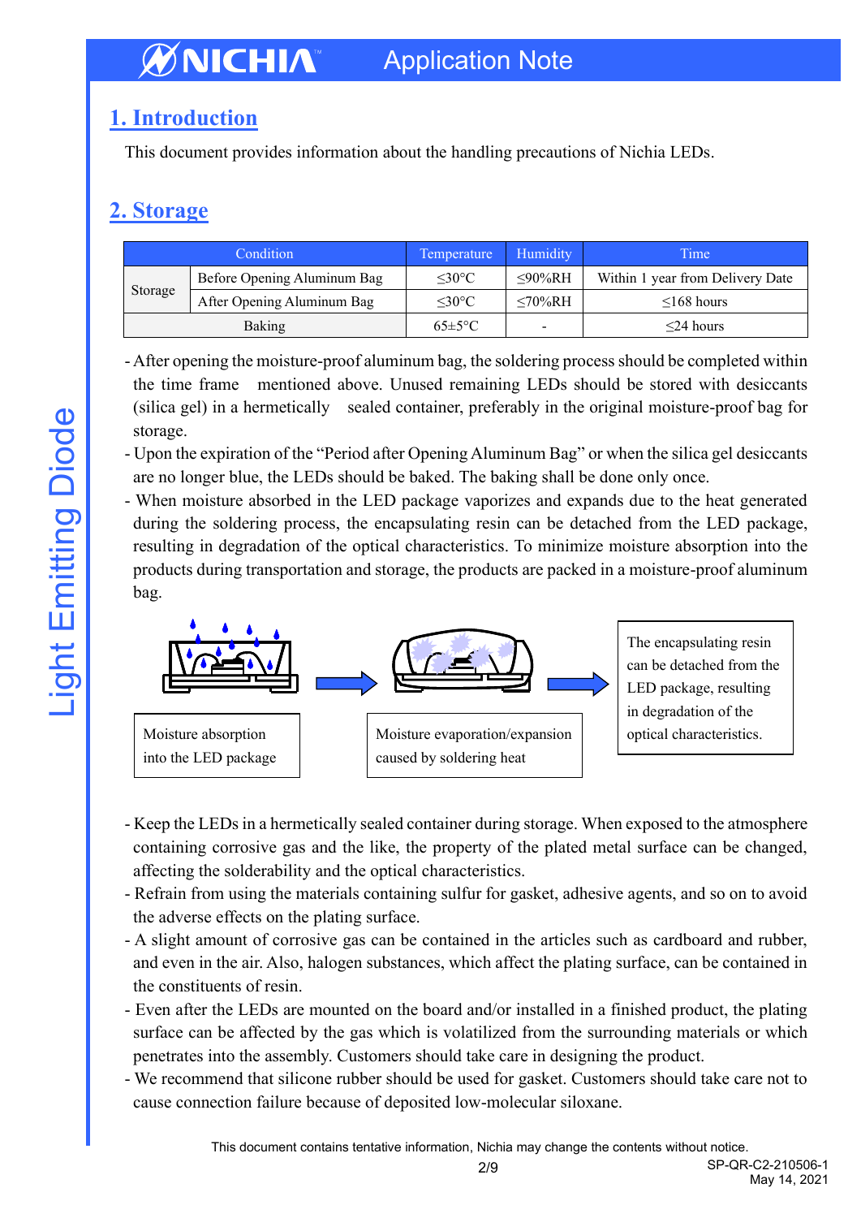## 1. Introduction

This document provides information about the handling precautions of Nichia LEDs.

## 2. Storage

| Condition | | Temperature | Humidity | Time |
|---|---|---|---|---|
| Storage | Before Opening Aluminum Bag | ≤30°C | ≤90%RH | Within 1 year from Delivery Date |
| | After Opening Aluminum Bag | ≤30°C | ≤70%RH | ≤168 hours |
| Baking | | 65±5°C | - | ≤24 hours |

- After opening the moisture-proof aluminum bag, the soldering process should be completed within the time frame mentioned above. Unused remaining LEDs should be stored with desiccants (silica gel) in a hermetically sealed container, preferably in the original moisture-proof bag for storage.
- Upon the expiration of the "Period after Opening Aluminum Bag" or when the silica gel desiccants are no longer blue, the LEDs should be baked. The baking shall be done only once.
- When moisture absorbed in the LED package vaporizes and expands due to the heat generated during the soldering process, the encapsulating resin can be detached from the LED package, resulting in degradation of the optical characteristics. To minimize moisture absorption into the products during transportation and storage, the products are packed in a moisture-proof aluminum bag.

Moisture absorption into the LED package → Moisture evaporation/expansion caused by soldering heat → The encapsulating resin can be detached from the LED package, resulting in degradation of the optical characteristics.

- Keep the LEDs in a hermetically sealed container during storage. When exposed to the atmosphere containing corrosive gas and the like, the property of the plated metal surface can be changed, affecting the solderability and the optical characteristics.
- Refrain from using the materials containing sulfur for gasket, adhesive agents, and so on to avoid the adverse effects on the plating surface.
- A slight amount of corrosive gas can be contained in the articles such as cardboard and rubber, and even in the air. Also, halogen substances, which affect the plating surface, can be contained in the constituents of resin.
- Even after the LEDs are mounted on the board and/or installed in a finished product, the plating surface can be affected by the gas which is volatilized from the surrounding materials or which penetrates into the assembly. Customers should take care in designing the product.
- We recommend that silicone rubber should be used for gasket. Customers should take care not to cause connection failure because of deposited low-molecular siloxane.

This document contains tentative information, Nichia may change the contents without notice.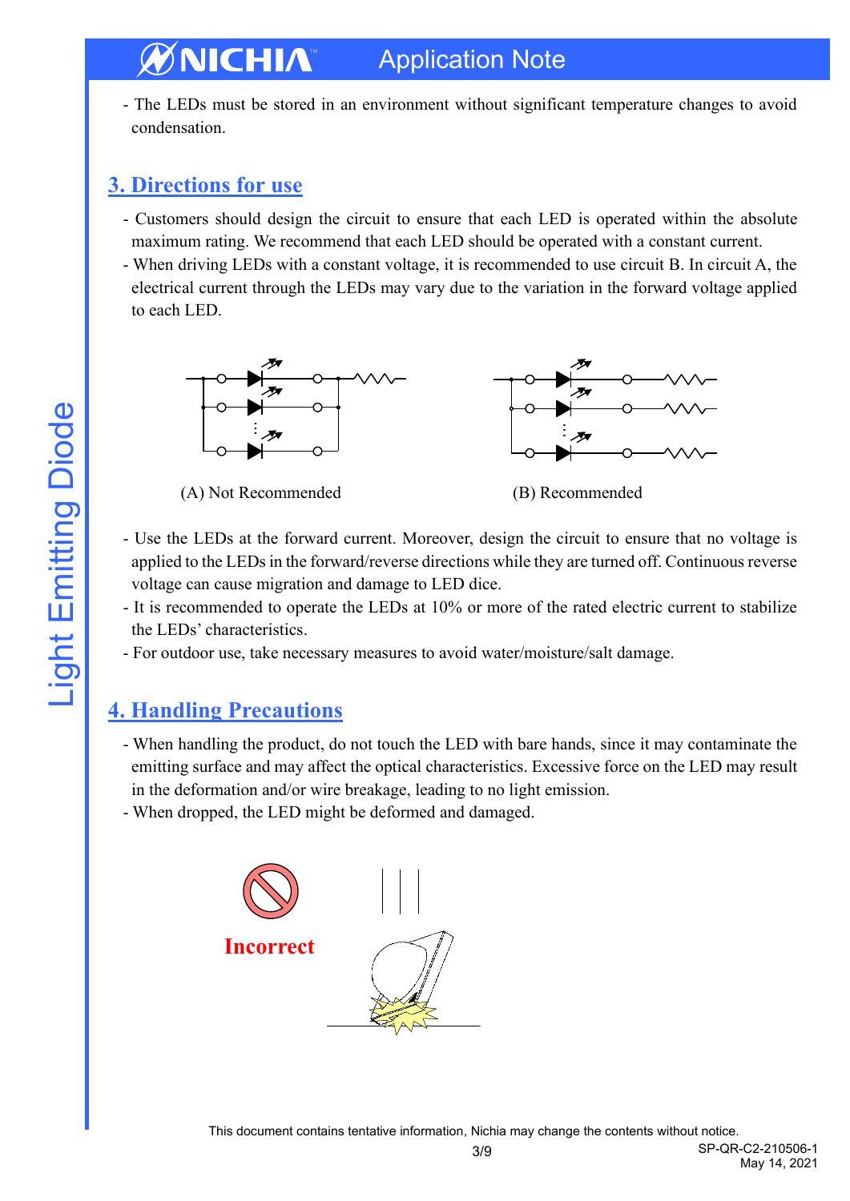- The LEDs must be stored in an environment without significant temperature changes to avoid condensation.

## 3. Directions for use

- Customers should design the circuit to ensure that each LED is operated within the absolute maximum rating. We recommend that each LED should be operated with a constant current.
- When driving LEDs with a constant voltage, it is recommended to use circuit B. In circuit A, the electrical current through the LEDs may vary due to the variation in the forward voltage applied to each LED.

(A) Not Recommended

(B) Recommended

- Use the LEDs at the forward current. Moreover, design the circuit to ensure that no voltage is applied to the LEDs in the forward/reverse directions while they are turned off. Continuous reverse voltage can cause migration and damage to LED dice.
- It is recommended to operate the LEDs at 10% or more of the rated electric current to stabilize the LEDs' characteristics.
- For outdoor use, take necessary measures to avoid water/moisture/salt damage.

## 4. Handling Precautions

- When handling the product, do not touch the LED with bare hands, since it may contaminate the emitting surface and may affect the optical characteristics. Excessive force on the LED may result in the deformation and/or wire breakage, leading to no light emission.
- When dropped, the LED might be deformed and damaged.

Incorrect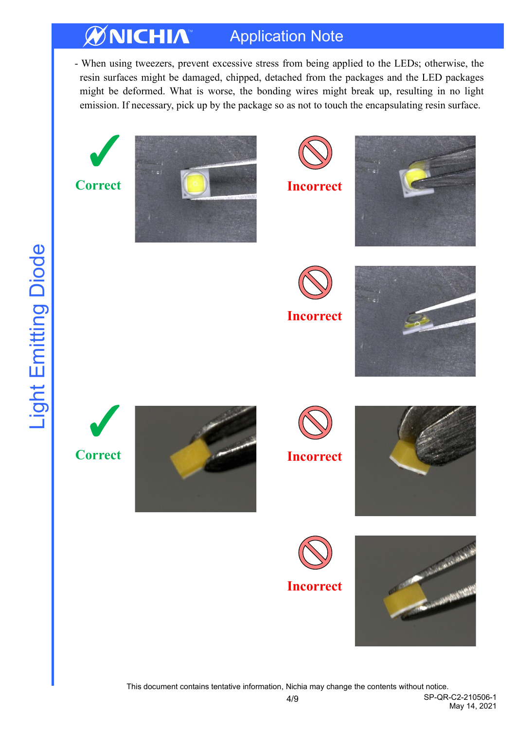- When using tweezers, prevent excessive stress from being applied to the LEDs; otherwise, the resin surfaces might be damaged, chipped, detached from the packages and the LED packages might be deformed. What is worse, the bonding wires might break up, resulting in no light emission. If necessary, pick up by the package so as not to touch the encapsulating resin surface.

Correct

Incorrect

Incorrect

Correct

Incorrect

Incorrect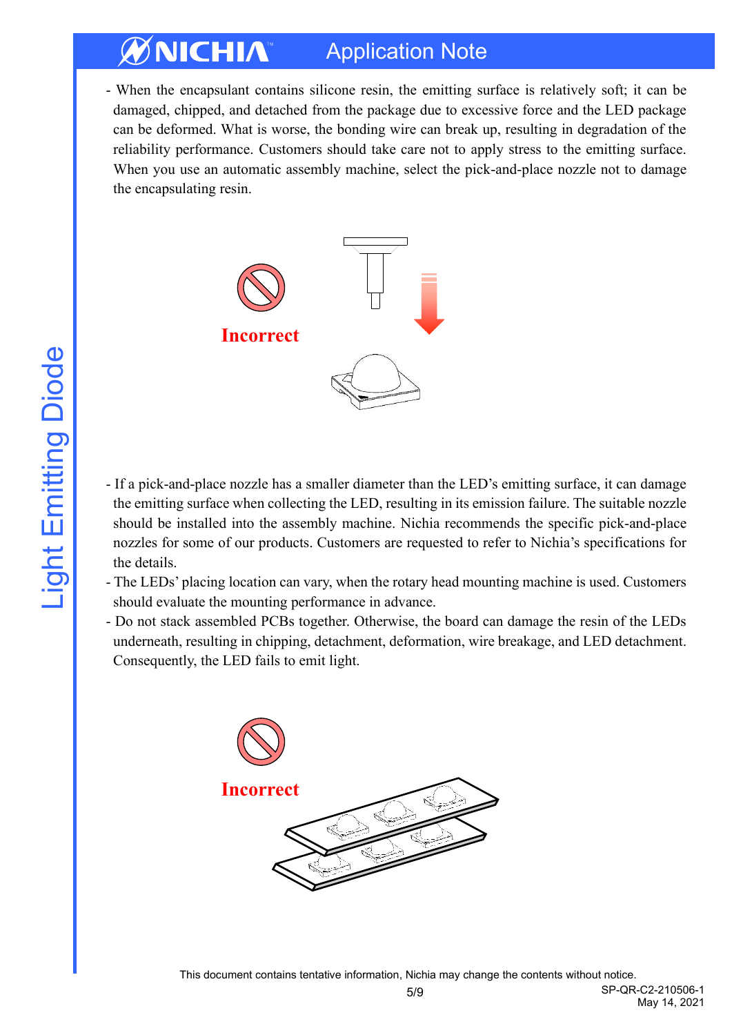- When the encapsulant contains silicone resin, the emitting surface is relatively soft; it can be damaged, chipped, and detached from the package due to excessive force and the LED package can be deformed. What is worse, the bonding wire can break up, resulting in degradation of the reliability performance. Customers should take care not to apply stress to the emitting surface. When you use an automatic assembly machine, select the pick-and-place nozzle not to damage the encapsulating resin.

Incorrect

- If a pick-and-place nozzle has a smaller diameter than the LED's emitting surface, it can damage the emitting surface when collecting the LED, resulting in its emission failure. The suitable nozzle should be installed into the assembly machine. Nichia recommends the specific pick-and-place nozzles for some of our products. Customers are requested to refer to Nichia's specifications for the details.
- The LEDs' placing location can vary, when the rotary head mounting machine is used. Customers should evaluate the mounting performance in advance.
- Do not stack assembled PCBs together. Otherwise, the board can damage the resin of the LEDs underneath, resulting in chipping, detachment, deformation, wire breakage, and LED detachment. Consequently, the LED fails to emit light.

Incorrect

This document contains tentative information, Nichia may change the contents without notice.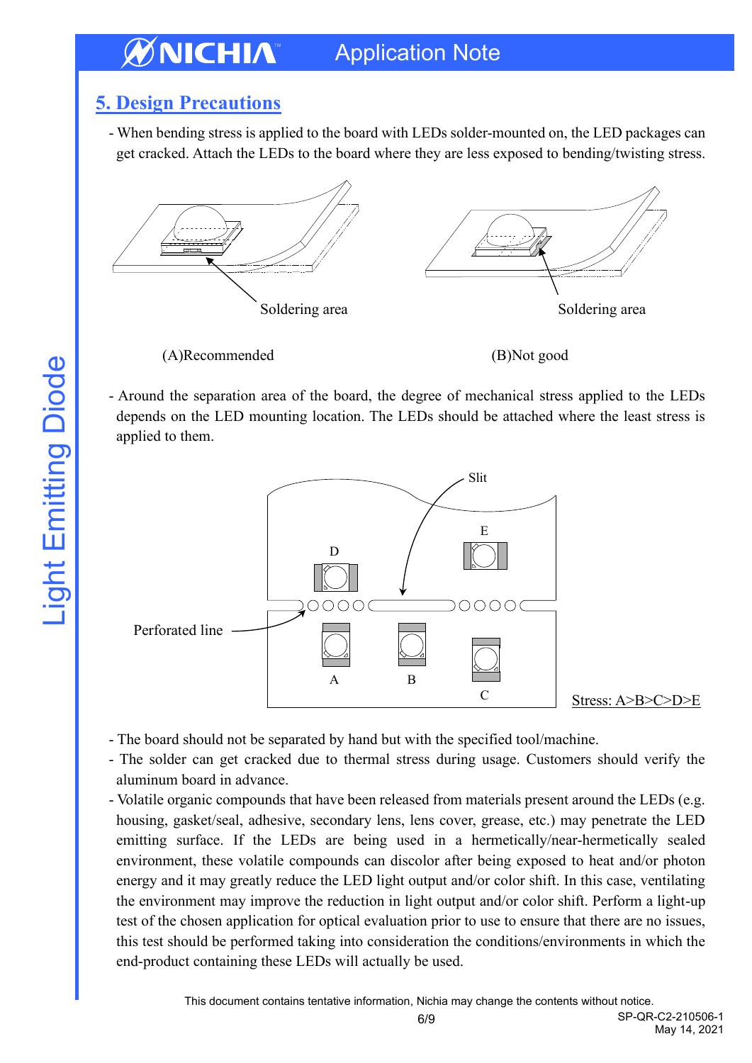## 5. Design Precautions

- When bending stress is applied to the board with LEDs solder-mounted on, the LED packages can get cracked. Attach the LEDs to the board where they are less exposed to bending/twisting stress.

Soldering area

Soldering area

(A)Recommended

(B)Not good

- Around the separation area of the board, the degree of mechanical stress applied to the LEDs depends on the LED mounting location. The LEDs should be attached where the least stress is applied to them.

Slit

Perforated line

Stress: A>B>C>D>E

- The board should not be separated by hand but with the specified tool/machine.
- The solder can get cracked due to thermal stress during usage. Customers should verify the aluminum board in advance.
- Volatile organic compounds that have been released from materials present around the LEDs (e.g. housing, gasket/seal, adhesive, secondary lens, lens cover, grease, etc.) may penetrate the LED emitting surface. If the LEDs are being used in a hermetically/near-hermetically sealed environment, these volatile compounds can discolor after being exposed to heat and/or photon energy and it may greatly reduce the LED light output and/or color shift. In this case, ventilating the environment may improve the reduction in light output and/or color shift. Perform a light-up test of the chosen application for optical evaluation prior to use to ensure that there are no issues, this test should be performed taking into consideration the conditions/environments in which the end-product containing these LEDs will actually be used.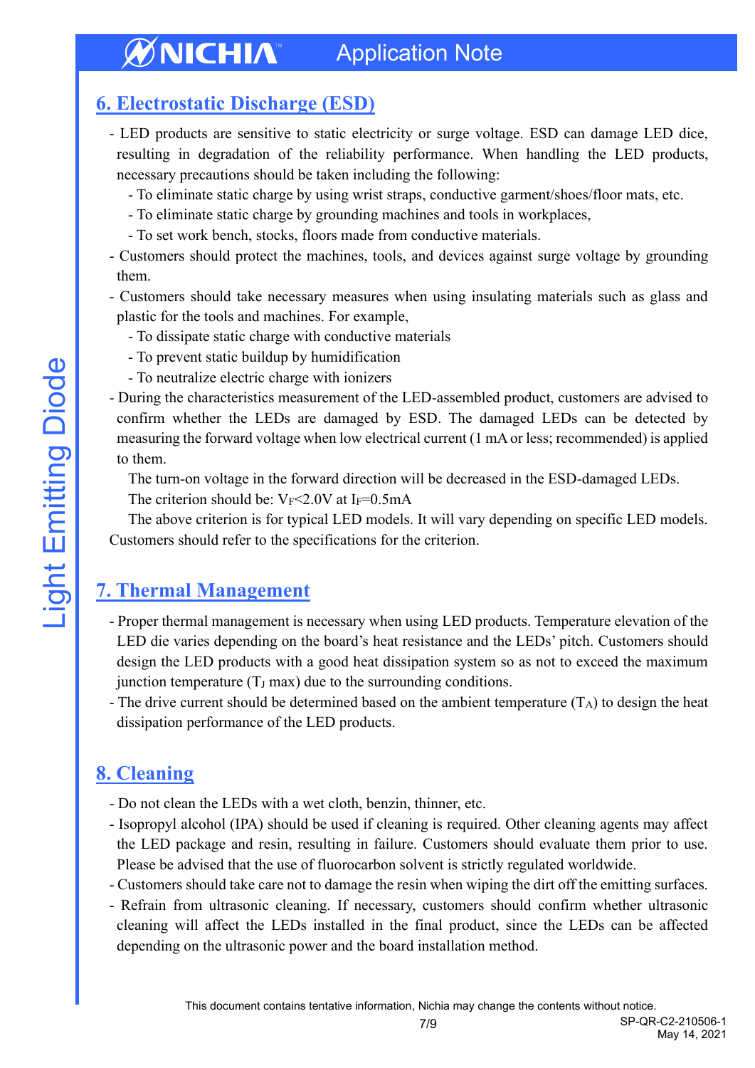## 6. Electrostatic Discharge (ESD)

- LED products are sensitive to static electricity or surge voltage. ESD can damage LED dice, resulting in degradation of the reliability performance. When handling the LED products, necessary precautions should be taken including the following:
  - To eliminate static charge by using wrist straps, conductive garment/shoes/floor mats, etc.
  - To eliminate static charge by grounding machines and tools in workplaces,
  - To set work bench, stocks, floors made from conductive materials.
- Customers should protect the machines, tools, and devices against surge voltage by grounding them.
- Customers should take necessary measures when using insulating materials such as glass and plastic for the tools and machines. For example,
  - To dissipate static charge with conductive materials
  - To prevent static buildup by humidification
  - To neutralize electric charge with ionizers
- During the characteristics measurement of the LED-assembled product, customers are advised to confirm whether the LEDs are damaged by ESD. The damaged LEDs can be detected by measuring the forward voltage when low electrical current (1 mA or less; recommended) is applied to them.

  The turn-on voltage in the forward direction will be decreased in the ESD-damaged LEDs.

  The criterion should be: $V_F$<2.0V at $I_F$=0.5mA

  The above criterion is for typical LED models. It will vary depending on specific LED models. Customers should refer to the specifications for the criterion.

## 7. Thermal Management

- Proper thermal management is necessary when using LED products. Temperature elevation of the LED die varies depending on the board's heat resistance and the LEDs' pitch. Customers should design the LED products with a good heat dissipation system so as not to exceed the maximum junction temperature ($T_J$ max) due to the surrounding conditions.
- The drive current should be determined based on the ambient temperature ($T_A$) to design the heat dissipation performance of the LED products.

## 8. Cleaning

- Do not clean the LEDs with a wet cloth, benzin, thinner, etc.
- Isopropyl alcohol (IPA) should be used if cleaning is required. Other cleaning agents may affect the LED package and resin, resulting in failure. Customers should evaluate them prior to use. Please be advised that the use of fluorocarbon solvent is strictly regulated worldwide.
- Customers should take care not to damage the resin when wiping the dirt off the emitting surfaces.
- Refrain from ultrasonic cleaning. If necessary, customers should confirm whether ultrasonic cleaning will affect the LEDs installed in the final product, since the LEDs can be affected depending on the ultrasonic power and the board installation method.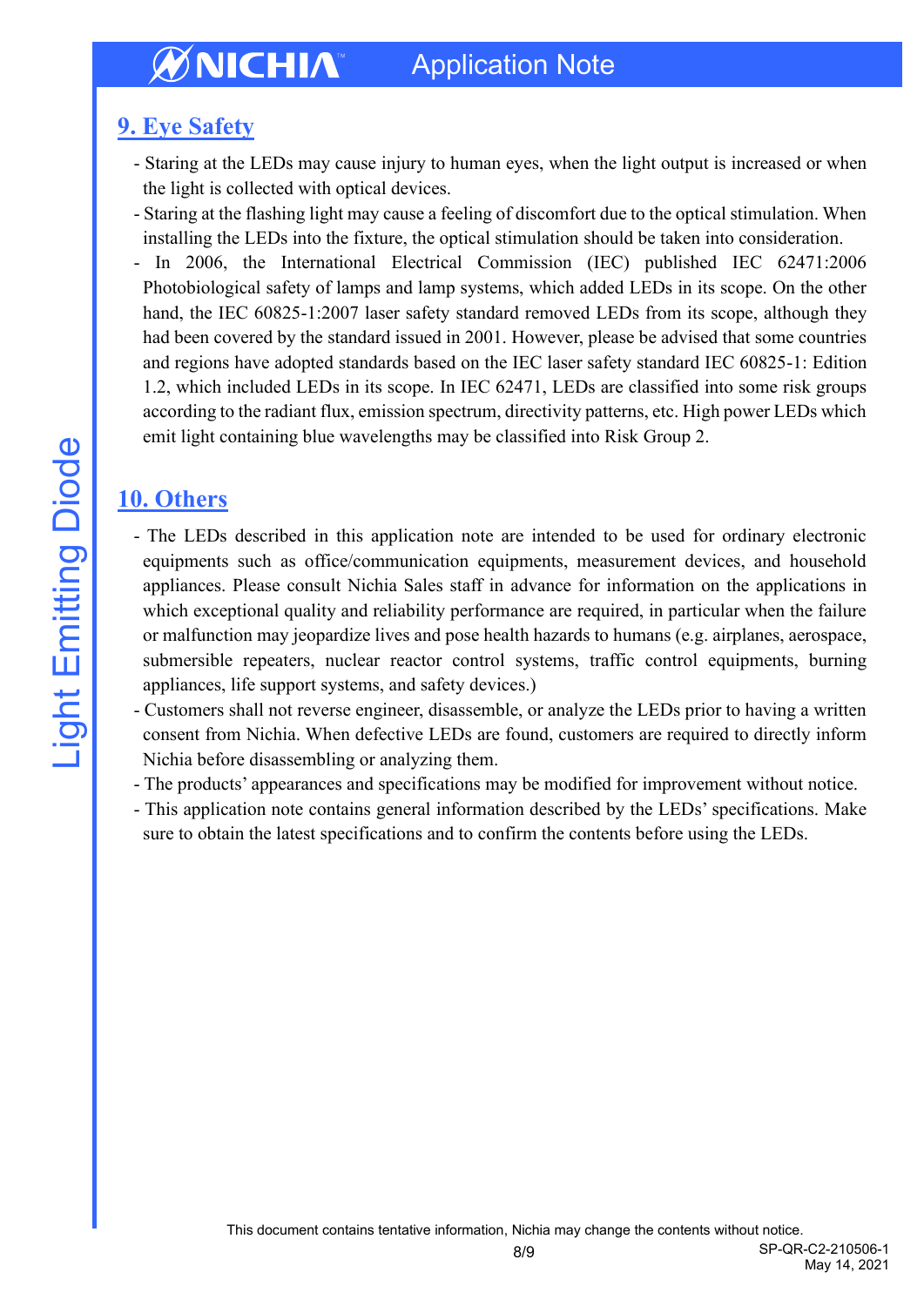## 9. Eye Safety

- Staring at the LEDs may cause injury to human eyes, when the light output is increased or when the light is collected with optical devices.
- Staring at the flashing light may cause a feeling of discomfort due to the optical stimulation. When installing the LEDs into the fixture, the optical stimulation should be taken into consideration.
- In 2006, the International Electrical Commission (IEC) published IEC 62471:2006 Photobiological safety of lamps and lamp systems, which added LEDs in its scope. On the other hand, the IEC 60825-1:2007 laser safety standard removed LEDs from its scope, although they had been covered by the standard issued in 2001. However, please be advised that some countries and regions have adopted standards based on the IEC laser safety standard IEC 60825-1: Edition 1.2, which included LEDs in its scope. In IEC 62471, LEDs are classified into some risk groups according to the radiant flux, emission spectrum, directivity patterns, etc. High power LEDs which emit light containing blue wavelengths may be classified into Risk Group 2.

## 10. Others

- The LEDs described in this application note are intended to be used for ordinary electronic equipments such as office/communication equipments, measurement devices, and household appliances. Please consult Nichia Sales staff in advance for information on the applications in which exceptional quality and reliability performance are required, in particular when the failure or malfunction may jeopardize lives and pose health hazards to humans (e.g. airplanes, aerospace, submersible repeaters, nuclear reactor control systems, traffic control equipments, burning appliances, life support systems, and safety devices.)
- Customers shall not reverse engineer, disassemble, or analyze the LEDs prior to having a written consent from Nichia. When defective LEDs are found, customers are required to directly inform Nichia before disassembling or analyzing them.
- The products' appearances and specifications may be modified for improvement without notice.
- This application note contains general information described by the LEDs' specifications. Make sure to obtain the latest specifications and to confirm the contents before using the LEDs.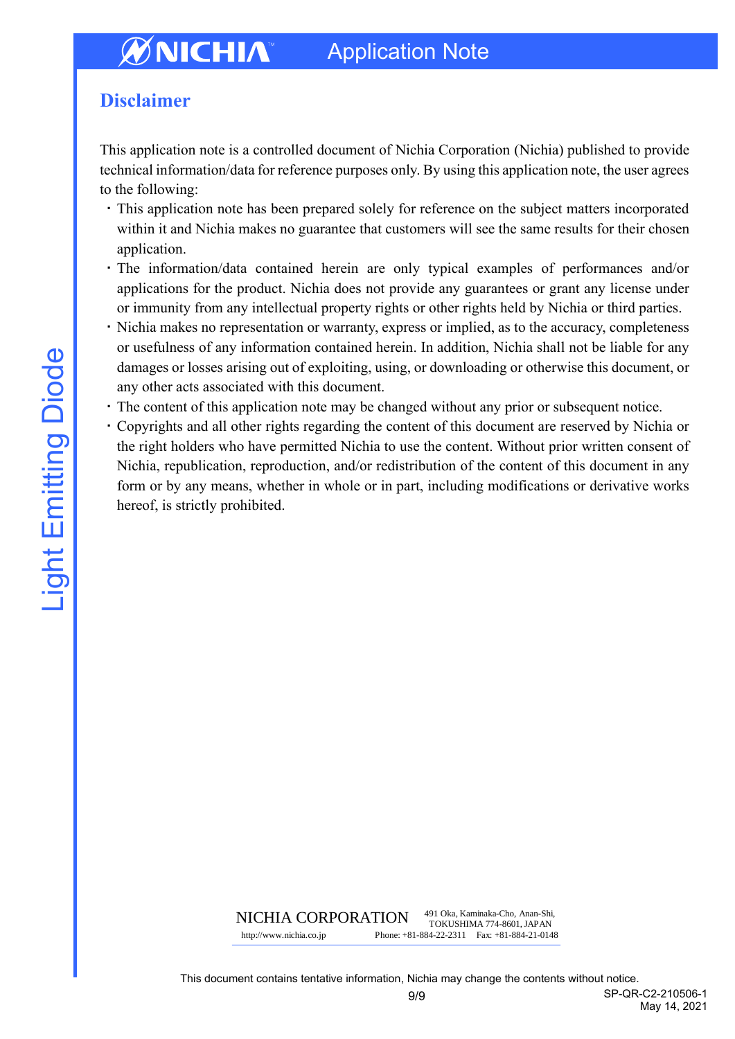## Disclaimer

This application note is a controlled document of Nichia Corporation (Nichia) published to provide technical information/data for reference purposes only. By using this application note, the user agrees to the following:

- This application note has been prepared solely for reference on the subject matters incorporated within it and Nichia makes no guarantee that customers will see the same results for their chosen application.
- The information/data contained herein are only typical examples of performances and/or applications for the product. Nichia does not provide any guarantees or grant any license under or immunity from any intellectual property rights or other rights held by Nichia or third parties.
- Nichia makes no representation or warranty, express or implied, as to the accuracy, completeness or usefulness of any information contained herein. In addition, Nichia shall not be liable for any damages or losses arising out of exploiting, using, or downloading or otherwise this document, or any other acts associated with this document.
- The content of this application note may be changed without any prior or subsequent notice.
- Copyrights and all other rights regarding the content of this document are reserved by Nichia or the right holders who have permitted Nichia to use the content. Without prior written consent of Nichia, republication, reproduction, and/or redistribution of the content of this document in any form or by any means, whether in whole or in part, including modifications or derivative works hereof, is strictly prohibited.

NICHIA CORPORATION
491 Oka, Kaminaka-Cho, Anan-Shi, TOKUSHIMA 774-8601, JAPAN
http://www.nichia.co.jp
Phone: +81-884-22-2311 Fax: +81-884-21-0148